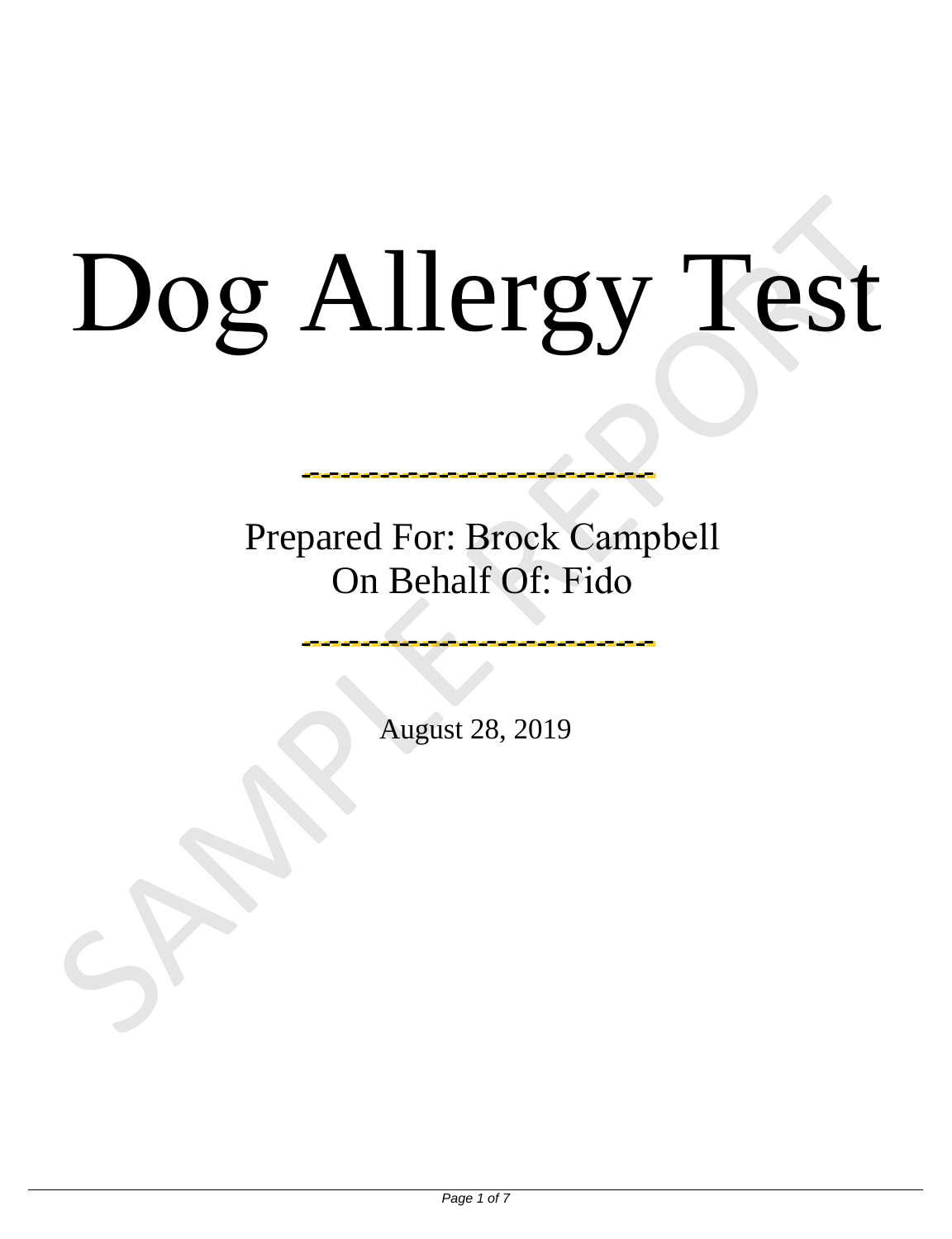# Dog Allergy Test

Prepared For: Brock Campbell
On Behalf Of: Fido

August 28, 2019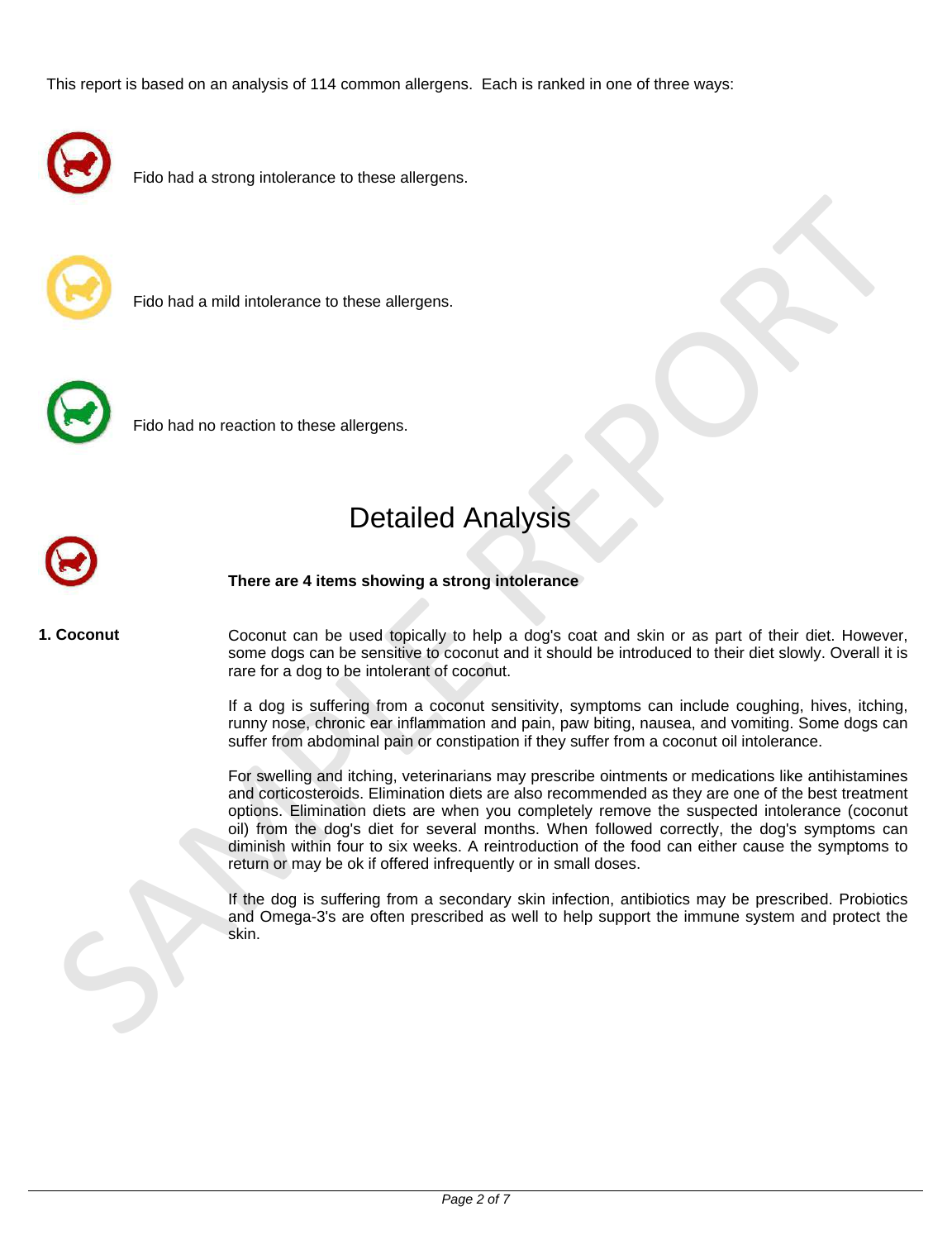This report is based on an analysis of 114 common allergens. Each is ranked in one of three ways:

Fido had a strong intolerance to these allergens.

Fido had a mild intolerance to these allergens.

Fido had no reaction to these allergens.

# Detailed Analysis

**There are 4 items showing a strong intolerance**

**1. Coconut**

Coconut can be used topically to help a dog's coat and skin or as part of their diet. However, some dogs can be sensitive to coconut and it should be introduced to their diet slowly. Overall it is rare for a dog to be intolerant of coconut.

If a dog is suffering from a coconut sensitivity, symptoms can include coughing, hives, itching, runny nose, chronic ear inflammation and pain, paw biting, nausea, and vomiting. Some dogs can suffer from abdominal pain or constipation if they suffer from a coconut oil intolerance.

For swelling and itching, veterinarians may prescribe ointments or medications like antihistamines and corticosteroids. Elimination diets are also recommended as they are one of the best treatment options. Elimination diets are when you completely remove the suspected intolerance (coconut oil) from the dog's diet for several months. When followed correctly, the dog's symptoms can diminish within four to six weeks. A reintroduction of the food can either cause the symptoms to return or may be ok if offered infrequently or in small doses.

If the dog is suffering from a secondary skin infection, antibiotics may be prescribed. Probiotics and Omega-3's are often prescribed as well to help support the immune system and protect the skin.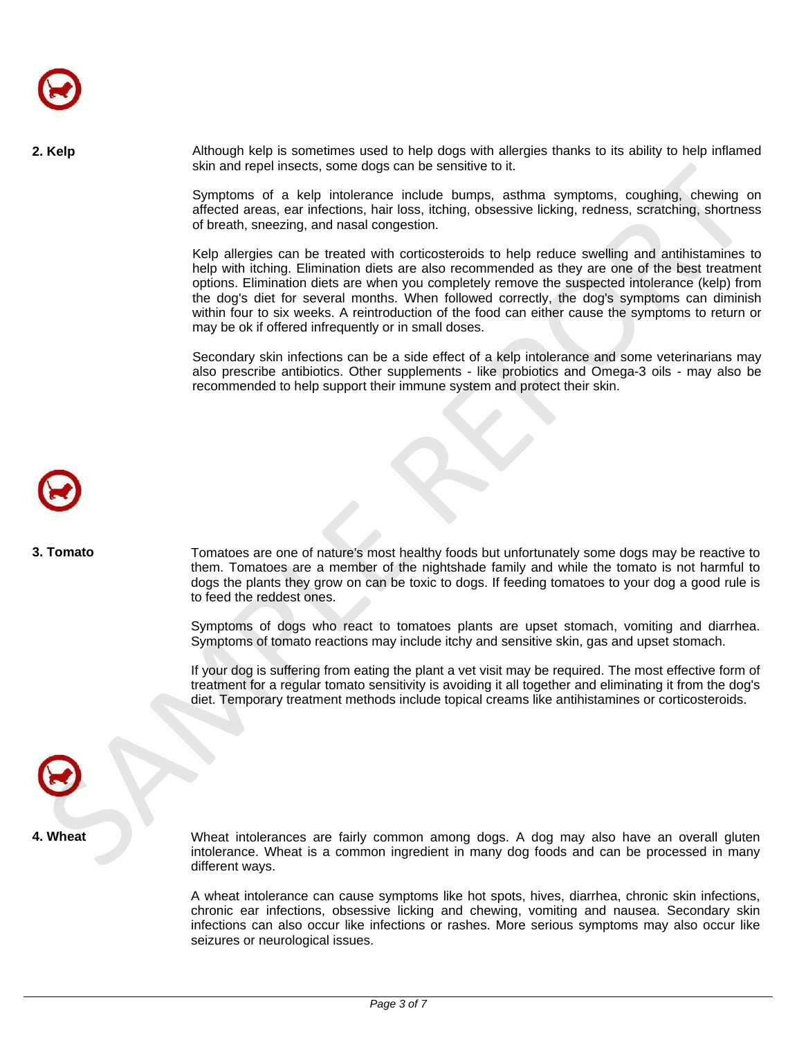## 2. Kelp

Although kelp is sometimes used to help dogs with allergies thanks to its ability to help inflamed skin and repel insects, some dogs can be sensitive to it.

Symptoms of a kelp intolerance include bumps, asthma symptoms, coughing, chewing on affected areas, ear infections, hair loss, itching, obsessive licking, redness, scratching, shortness of breath, sneezing, and nasal congestion.

Kelp allergies can be treated with corticosteroids to help reduce swelling and antihistamines to help with itching. Elimination diets are also recommended as they are one of the best treatment options. Elimination diets are when you completely remove the suspected intolerance (kelp) from the dog's diet for several months. When followed correctly, the dog's symptoms can diminish within four to six weeks. A reintroduction of the food can either cause the symptoms to return or may be ok if offered infrequently or in small doses.

Secondary skin infections can be a side effect of a kelp intolerance and some veterinarians may also prescribe antibiotics. Other supplements - like probiotics and Omega-3 oils - may also be recommended to help support their immune system and protect their skin.

## 3. Tomato

Tomatoes are one of nature's most healthy foods but unfortunately some dogs may be reactive to them. Tomatoes are a member of the nightshade family and while the tomato is not harmful to dogs the plants they grow on can be toxic to dogs. If feeding tomatoes to your dog a good rule is to feed the reddest ones.

Symptoms of dogs who react to tomatoes plants are upset stomach, vomiting and diarrhea. Symptoms of tomato reactions may include itchy and sensitive skin, gas and upset stomach.

If your dog is suffering from eating the plant a vet visit may be required. The most effective form of treatment for a regular tomato sensitivity is avoiding it all together and eliminating it from the dog's diet. Temporary treatment methods include topical creams like antihistamines or corticosteroids.

## 4. Wheat

Wheat intolerances are fairly common among dogs. A dog may also have an overall gluten intolerance. Wheat is a common ingredient in many dog foods and can be processed in many different ways.

A wheat intolerance can cause symptoms like hot spots, hives, diarrhea, chronic skin infections, chronic ear infections, obsessive licking and chewing, vomiting and nausea. Secondary skin infections can also occur like infections or rashes. More serious symptoms may also occur like seizures or neurological issues.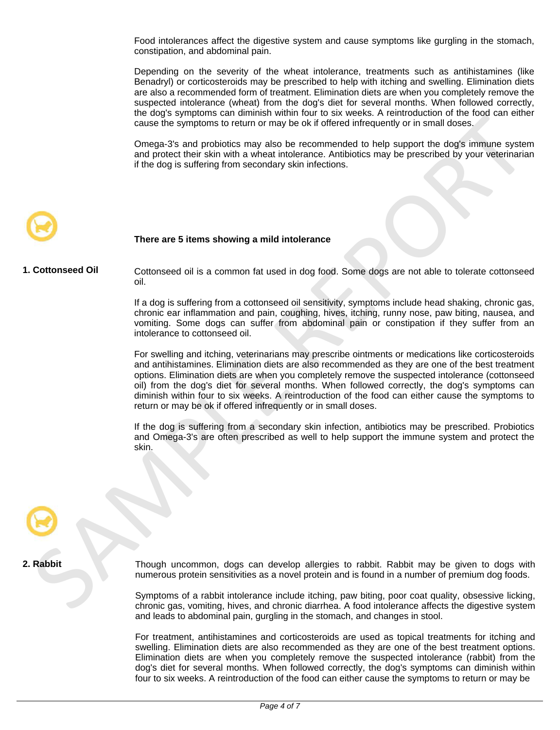Food intolerances affect the digestive system and cause symptoms like gurgling in the stomach, constipation, and abdominal pain.

Depending on the severity of the wheat intolerance, treatments such as antihistamines (like Benadryl) or corticosteroids may be prescribed to help with itching and swelling. Elimination diets are also a recommended form of treatment. Elimination diets are when you completely remove the suspected intolerance (wheat) from the dog's diet for several months. When followed correctly, the dog's symptoms can diminish within four to six weeks. A reintroduction of the food can either cause the symptoms to return or may be ok if offered infrequently or in small doses.

Omega-3's and probiotics may also be recommended to help support the dog's immune system and protect their skin with a wheat intolerance. Antibiotics may be prescribed by your veterinarian if the dog is suffering from secondary skin infections.

**There are 5 items showing a mild intolerance**

**1. Cottonseed Oil**

Cottonseed oil is a common fat used in dog food. Some dogs are not able to tolerate cottonseed oil.

If a dog is suffering from a cottonseed oil sensitivity, symptoms include head shaking, chronic gas, chronic ear inflammation and pain, coughing, hives, itching, runny nose, paw biting, nausea, and vomiting. Some dogs can suffer from abdominal pain or constipation if they suffer from an intolerance to cottonseed oil.

For swelling and itching, veterinarians may prescribe ointments or medications like corticosteroids and antihistamines. Elimination diets are also recommended as they are one of the best treatment options. Elimination diets are when you completely remove the suspected intolerance (cottonseed oil) from the dog's diet for several months. When followed correctly, the dog's symptoms can diminish within four to six weeks. A reintroduction of the food can either cause the symptoms to return or may be ok if offered infrequently or in small doses.

If the dog is suffering from a secondary skin infection, antibiotics may be prescribed. Probiotics and Omega-3's are often prescribed as well to help support the immune system and protect the skin.

**2. Rabbit**

Though uncommon, dogs can develop allergies to rabbit. Rabbit may be given to dogs with numerous protein sensitivities as a novel protein and is found in a number of premium dog foods.

Symptoms of a rabbit intolerance include itching, paw biting, poor coat quality, obsessive licking, chronic gas, vomiting, hives, and chronic diarrhea. A food intolerance affects the digestive system and leads to abdominal pain, gurgling in the stomach, and changes in stool.

For treatment, antihistamines and corticosteroids are used as topical treatments for itching and swelling. Elimination diets are also recommended as they are one of the best treatment options. Elimination diets are when you completely remove the suspected intolerance (rabbit) from the dog's diet for several months. When followed correctly, the dog's symptoms can diminish within four to six weeks. A reintroduction of the food can either cause the symptoms to return or may be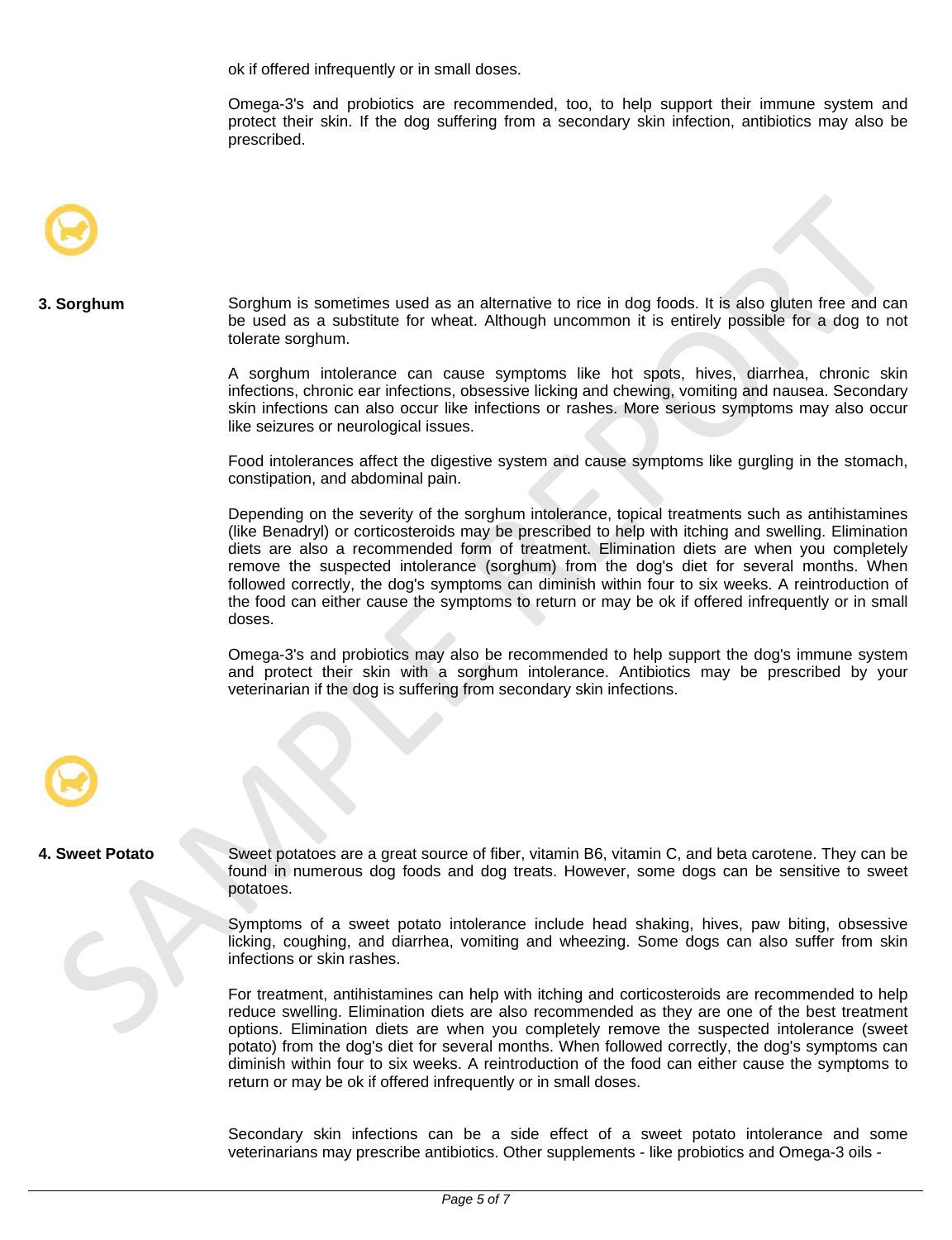ok if offered infrequently or in small doses.

Omega-3's and probiotics are recommended, too, to help support their immune system and protect their skin. If the dog suffering from a secondary skin infection, antibiotics may also be prescribed.

### 3. Sorghum

Sorghum is sometimes used as an alternative to rice in dog foods. It is also gluten free and can be used as a substitute for wheat. Although uncommon it is entirely possible for a dog to not tolerate sorghum.

A sorghum intolerance can cause symptoms like hot spots, hives, diarrhea, chronic skin infections, chronic ear infections, obsessive licking and chewing, vomiting and nausea. Secondary skin infections can also occur like infections or rashes. More serious symptoms may also occur like seizures or neurological issues.

Food intolerances affect the digestive system and cause symptoms like gurgling in the stomach, constipation, and abdominal pain.

Depending on the severity of the sorghum intolerance, topical treatments such as antihistamines (like Benadryl) or corticosteroids may be prescribed to help with itching and swelling. Elimination diets are also a recommended form of treatment. Elimination diets are when you completely remove the suspected intolerance (sorghum) from the dog's diet for several months. When followed correctly, the dog's symptoms can diminish within four to six weeks. A reintroduction of the food can either cause the symptoms to return or may be ok if offered infrequently or in small doses.

Omega-3's and probiotics may also be recommended to help support the dog's immune system and protect their skin with a sorghum intolerance. Antibiotics may be prescribed by your veterinarian if the dog is suffering from secondary skin infections.

### 4. Sweet Potato

Sweet potatoes are a great source of fiber, vitamin B6, vitamin C, and beta carotene. They can be found in numerous dog foods and dog treats. However, some dogs can be sensitive to sweet potatoes.

Symptoms of a sweet potato intolerance include head shaking, hives, paw biting, obsessive licking, coughing, and diarrhea, vomiting and wheezing. Some dogs can also suffer from skin infections or skin rashes.

For treatment, antihistamines can help with itching and corticosteroids are recommended to help reduce swelling. Elimination diets are also recommended as they are one of the best treatment options. Elimination diets are when you completely remove the suspected intolerance (sweet potato) from the dog's diet for several months. When followed correctly, the dog's symptoms can diminish within four to six weeks. A reintroduction of the food can either cause the symptoms to return or may be ok if offered infrequently or in small doses.

Secondary skin infections can be a side effect of a sweet potato intolerance and some veterinarians may prescribe antibiotics. Other supplements - like probiotics and Omega-3 oils -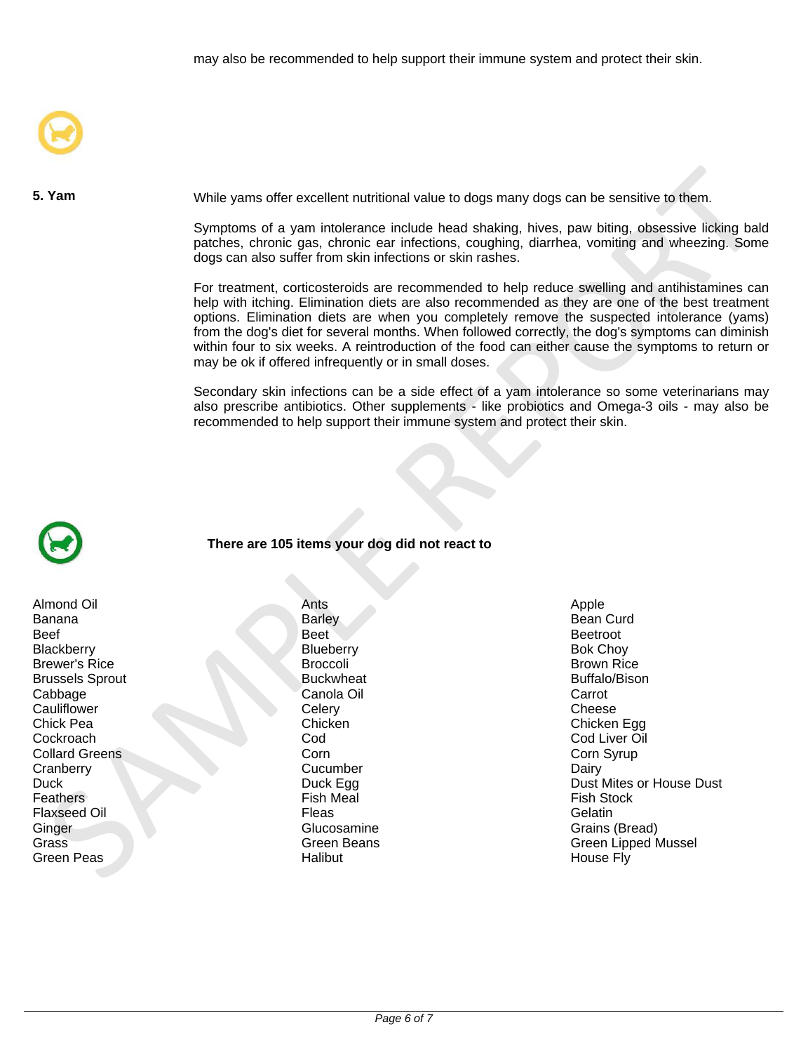may also be recommended to help support their immune system and protect their skin.

**5. Yam**

While yams offer excellent nutritional value to dogs many dogs can be sensitive to them.

Symptoms of a yam intolerance include head shaking, hives, paw biting, obsessive licking bald patches, chronic gas, chronic ear infections, coughing, diarrhea, vomiting and wheezing. Some dogs can also suffer from skin infections or skin rashes.

For treatment, corticosteroids are recommended to help reduce swelling and antihistamines can help with itching. Elimination diets are also recommended as they are one of the best treatment options. Elimination diets are when you completely remove the suspected intolerance (yams) from the dog's diet for several months. When followed correctly, the dog's symptoms can diminish within four to six weeks. A reintroduction of the food can either cause the symptoms to return or may be ok if offered infrequently or in small doses.

Secondary skin infections can be a side effect of a yam intolerance so some veterinarians may also prescribe antibiotics. Other supplements - like probiotics and Omega-3 oils - may also be recommended to help support their immune system and protect their skin.

**There are 105 items your dog did not react to**

Almond Oil
Banana
Beef
Blackberry
Brewer's Rice
Brussels Sprout
Cabbage
Cauliflower
Chick Pea
Cockroach
Collard Greens
Cranberry
Duck
Feathers
Flaxseed Oil
Ginger
Grass
Green Peas

Ants
Barley
Beet
Blueberry
Broccoli
Buckwheat
Canola Oil
Celery
Chicken
Cod
Corn
Cucumber
Duck Egg
Fish Meal
Fleas
Glucosamine
Green Beans
Halibut

Apple
Bean Curd
Beetroot
Bok Choy
Brown Rice
Buffalo/Bison
Carrot
Cheese
Chicken Egg
Cod Liver Oil
Corn Syrup
Dairy
Dust Mites or House Dust
Fish Stock
Gelatin
Grains (Bread)
Green Lipped Mussel
House Fly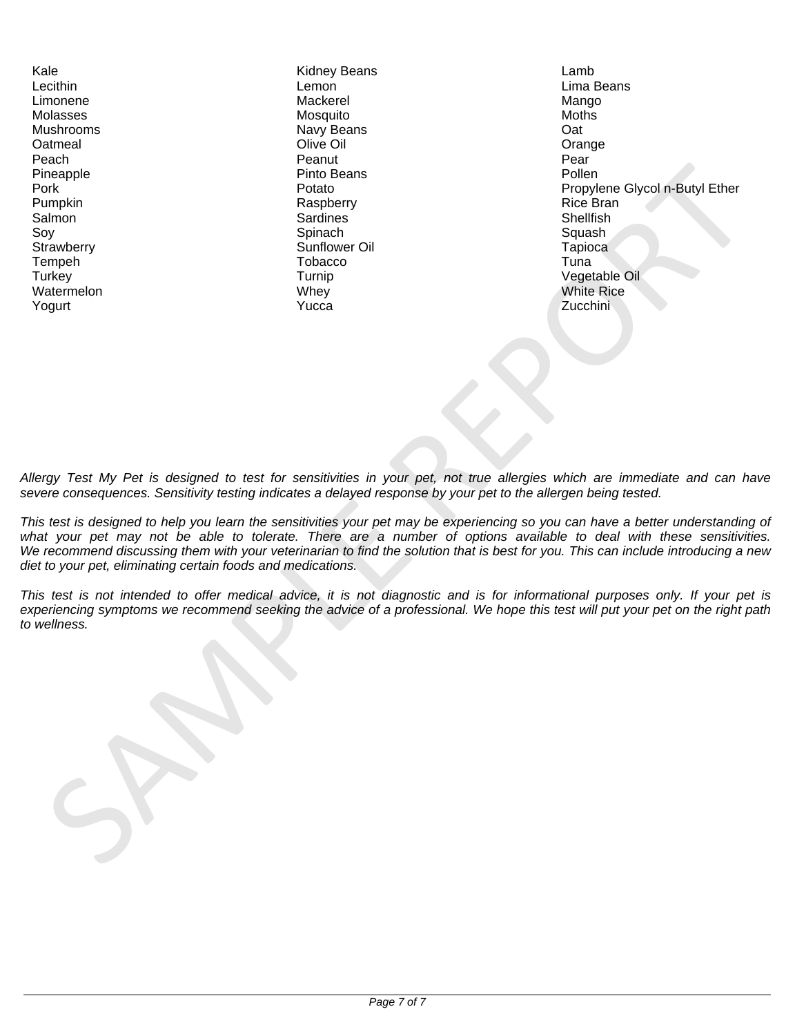| | | |
|---|---|---|
| Kale | Kidney Beans | Lamb |
| Lecithin | Lemon | Lima Beans |
| Limonene | Mackerel | Mango |
| Molasses | Mosquito | Moths |
| Mushrooms | Navy Beans | Oat |
| Oatmeal | Olive Oil | Orange |
| Peach | Peanut | Pear |
| Pineapple | Pinto Beans | Pollen |
| Pork | Potato | Propylene Glycol n-Butyl Ether |
| Pumpkin | Raspberry | Rice Bran |
| Salmon | Sardines | Shellfish |
| Soy | Spinach | Squash |
| Strawberry | Sunflower Oil | Tapioca |
| Tempeh | Tobacco | Tuna |
| Turkey | Turnip | Vegetable Oil |
| Watermelon | Whey | White Rice |
| Yogurt | Yucca | Zucchini |

*Allergy Test My Pet is designed to test for sensitivities in your pet, not true allergies which are immediate and can have severe consequences. Sensitivity testing indicates a delayed response by your pet to the allergen being tested.*

*This test is designed to help you learn the sensitivities your pet may be experiencing so you can have a better understanding of what your pet may not be able to tolerate. There are a number of options available to deal with these sensitivities. We recommend discussing them with your veterinarian to find the solution that is best for you. This can include introducing a new diet to your pet, eliminating certain foods and medications.*

*This test is not intended to offer medical advice, it is not diagnostic and is for informational purposes only. If your pet is experiencing symptoms we recommend seeking the advice of a professional. We hope this test will put your pet on the right path to wellness.*